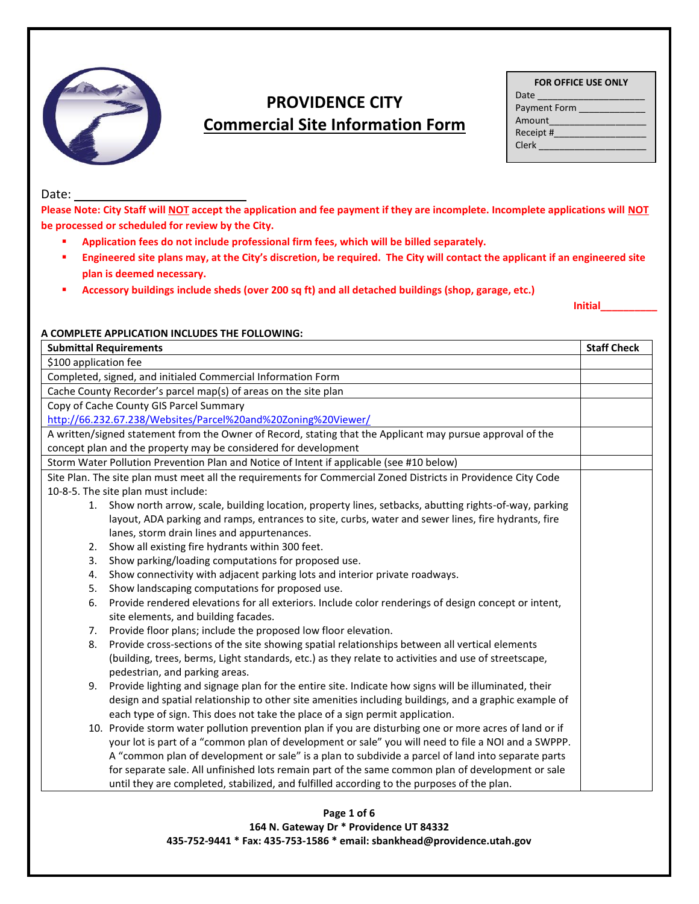# PROVIDENCE CITY

## Commercial Site Information Form

| FOR OFFICE USE ONLY |
|---|
| Date ____________________ |
| Payment Form ____________ |
| Amount__________________ |
| Receipt #_________________ |
| Clerk ____________________ |

Date: ______________________

**Please Note: City Staff will NOT accept the application and fee payment if they are incomplete. Incomplete applications will NOT be processed or scheduled for review by the City.**

- **Application fees do not include professional firm fees, which will be billed separately.**
- **Engineered site plans may, at the City's discretion, be required. The City will contact the applicant if an engineered site plan is deemed necessary.**
- **Accessory buildings include sheds (over 200 sq ft) and all detached buildings (shop, garage, etc.)**

**Initial__________**

**A COMPLETE APPLICATION INCLUDES THE FOLLOWING:**

| Submittal Requirements | Staff Check |
|---|---|
| $100 application fee | |
| Completed, signed, and initialed Commercial Information Form | |
| Cache County Recorder's parcel map(s) of areas on the site plan | |
| Copy of Cache County GIS Parcel Summary http://66.232.67.238/Websites/Parcel%20and%20Zoning%20Viewer/ | |
| A written/signed statement from the Owner of Record, stating that the Applicant may pursue approval of the concept plan and the property may be considered for development | |
| Storm Water Pollution Prevention Plan and Notice of Intent if applicable (see #10 below) | |
| Site Plan. The site plan must meet all the requirements for Commercial Zoned Districts in Providence City Code 10-8-5. The site plan must include:<br>1. Show north arrow, scale, building location, property lines, setbacks, abutting rights-of-way, parking layout, ADA parking and ramps, entrances to site, curbs, water and sewer lines, fire hydrants, fire lanes, storm drain lines and appurtenances.<br>2. Show all existing fire hydrants within 300 feet.<br>3. Show parking/loading computations for proposed use.<br>4. Show connectivity with adjacent parking lots and interior private roadways.<br>5. Show landscaping computations for proposed use.<br>6. Provide rendered elevations for all exteriors. Include color renderings of design concept or intent, site elements, and building facades.<br>7. Provide floor plans; include the proposed low floor elevation.<br>8. Provide cross-sections of the site showing spatial relationships between all vertical elements (building, trees, berms, Light standards, etc.) as they relate to activities and use of streetscape, pedestrian, and parking areas.<br>9. Provide lighting and signage plan for the entire site. Indicate how signs will be illuminated, their design and spatial relationship to other site amenities including buildings, and a graphic example of each type of sign. This does not take the place of a sign permit application.<br>10. Provide storm water pollution prevention plan if you are disturbing one or more acres of land or if your lot is part of a "common plan of development or sale" you will need to file a NOI and a SWPPP. A "common plan of development or sale" is a plan to subdivide a parcel of land into separate parts for separate sale. All unfinished lots remain part of the same common plan of development or sale until they are completed, stabilized, and fulfilled according to the purposes of the plan. | |

**164 N. Gateway Dr * Providence UT 84332**
**435-752-9441 * Fax: 435-753-1586 * email: sbankhead@providence.utah.gov**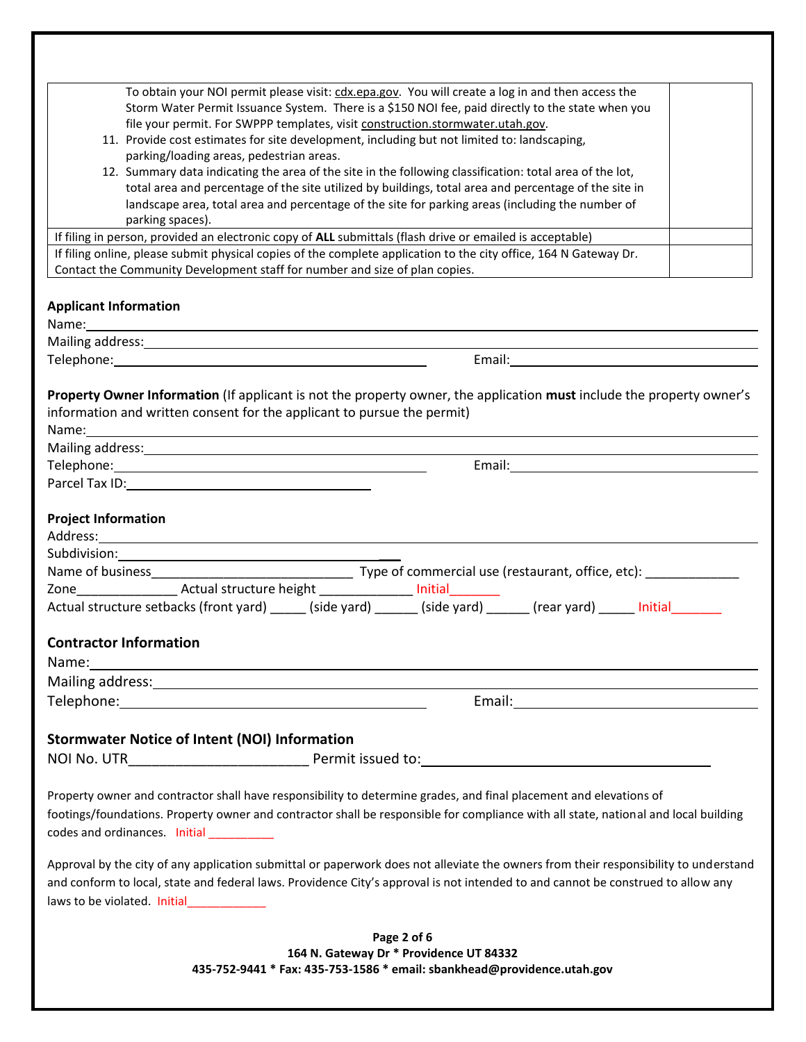| | |
|---|---|
| To obtain your NOI permit please visit: cdx.epa.gov. You will create a log in and then access the Storm Water Permit Issuance System. There is a $150 NOI fee, paid directly to the state when you file your permit. For SWPPP templates, visit construction.stormwater.utah.gov.<br>11. Provide cost estimates for site development, including but not limited to: landscaping, parking/loading areas, pedestrian areas.<br>12. Summary data indicating the area of the site in the following classification: total area of the lot, total area and percentage of the site utilized by buildings, total area and percentage of the site in landscape area, total area and percentage of the site for parking areas (including the number of parking spaces). | |
| If filing in person, provided an electronic copy of **ALL** submittals (flash drive or emailed is acceptable) | |
| If filing online, please submit physical copies of the complete application to the city office, 164 N Gateway Dr. Contact the Community Development staff for number and size of plan copies. | |

## Applicant Information

Name: ______________________________

Mailing address: ______________________________

Telephone: ______________________________ Email: ______________________________

**Property Owner Information** (If applicant is not the property owner, the application **must** include the property owner's information and written consent for the applicant to pursue the permit)

Name: ______________________________

Mailing address: ______________________________

Telephone: ______________________________ Email: ______________________________

Parcel Tax ID: ______________________________

## Project Information

Address: ______________________________

Subdivision: ______________________________

Name of business ______________________________ Type of commercial use (restaurant, office, etc): _____________

Zone______________ Actual structure height _____________ Initial_______

Actual structure setbacks (front yard) _____ (side yard) ______ (side yard) ______ (rear yard) _____ Initial_______

## Contractor Information

Name: ______________________________

Mailing address: ______________________________

Telephone: ______________________________ Email: ______________________________

## Stormwater Notice of Intent (NOI) Information

NOI No. UTR________________________ Permit issued to: ______________________________

Property owner and contractor shall have responsibility to determine grades, and final placement and elevations of footings/foundations. Property owner and contractor shall be responsible for compliance with all state, national and local building codes and ordinances. Initial __________

Approval by the city of any application submittal or paperwork does not alleviate the owners from their responsibility to understand and conform to local, state and federal laws. Providence City's approval is not intended to and cannot be construed to allow any laws to be violated. Initial____________

**164 N. Gateway Dr * Providence UT 84332**
**435-752-9441 * Fax: 435-753-1586 * email: sbankhead@providence.utah.gov**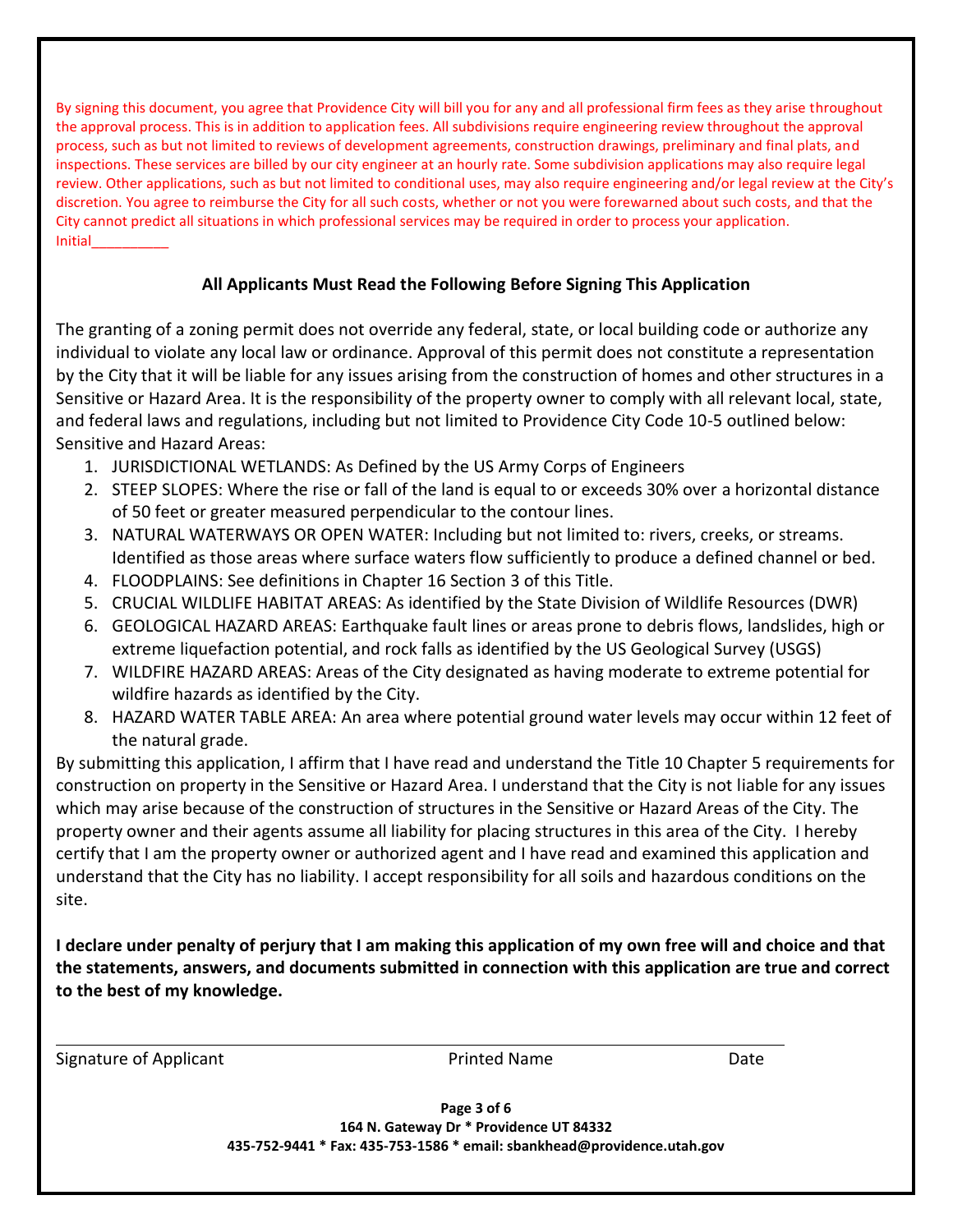By signing this document, you agree that Providence City will bill you for any and all professional firm fees as they arise throughout the approval process. This is in addition to application fees. All subdivisions require engineering review throughout the approval process, such as but not limited to reviews of development agreements, construction drawings, preliminary and final plats, and inspections. These services are billed by our city engineer at an hourly rate. Some subdivision applications may also require legal review. Other applications, such as but not limited to conditional uses, may also require engineering and/or legal review at the City's discretion. You agree to reimburse the City for all such costs, whether or not you were forewarned about such costs, and that the City cannot predict all situations in which professional services may be required in order to process your application.
Initial__________

**All Applicants Must Read the Following Before Signing This Application**

The granting of a zoning permit does not override any federal, state, or local building code or authorize any individual to violate any local law or ordinance. Approval of this permit does not constitute a representation by the City that it will be liable for any issues arising from the construction of homes and other structures in a Sensitive or Hazard Area. It is the responsibility of the property owner to comply with all relevant local, state, and federal laws and regulations, including but not limited to Providence City Code 10-5 outlined below:
Sensitive and Hazard Areas:

1. JURISDICTIONAL WETLANDS: As Defined by the US Army Corps of Engineers
2. STEEP SLOPES: Where the rise or fall of the land is equal to or exceeds 30% over a horizontal distance of 50 feet or greater measured perpendicular to the contour lines.
3. NATURAL WATERWAYS OR OPEN WATER: Including but not limited to: rivers, creeks, or streams. Identified as those areas where surface waters flow sufficiently to produce a defined channel or bed.
4. FLOODPLAINS: See definitions in Chapter 16 Section 3 of this Title.
5. CRUCIAL WILDLIFE HABITAT AREAS: As identified by the State Division of Wildlife Resources (DWR)
6. GEOLOGICAL HAZARD AREAS: Earthquake fault lines or areas prone to debris flows, landslides, high or extreme liquefaction potential, and rock falls as identified by the US Geological Survey (USGS)
7. WILDFIRE HAZARD AREAS: Areas of the City designated as having moderate to extreme potential for wildfire hazards as identified by the City.
8. HAZARD WATER TABLE AREA: An area where potential ground water levels may occur within 12 feet of the natural grade.

By submitting this application, I affirm that I have read and understand the Title 10 Chapter 5 requirements for construction on property in the Sensitive or Hazard Area. I understand that the City is not liable for any issues which may arise because of the construction of structures in the Sensitive or Hazard Areas of the City. The property owner and their agents assume all liability for placing structures in this area of the City. I hereby certify that I am the property owner or authorized agent and I have read and examined this application and understand that the City has no liability. I accept responsibility for all soils and hazardous conditions on the site.

**I declare under penalty of perjury that I am making this application of my own free will and choice and that the statements, answers, and documents submitted in connection with this application are true and correct to the best of my knowledge.**

______________________________________________________________________

Signature of Applicant          Printed Name          Date

**164 N. Gateway Dr * Providence UT 84332**
**435-752-9441 * Fax: 435-753-1586 * email: sbankhead@providence.utah.gov**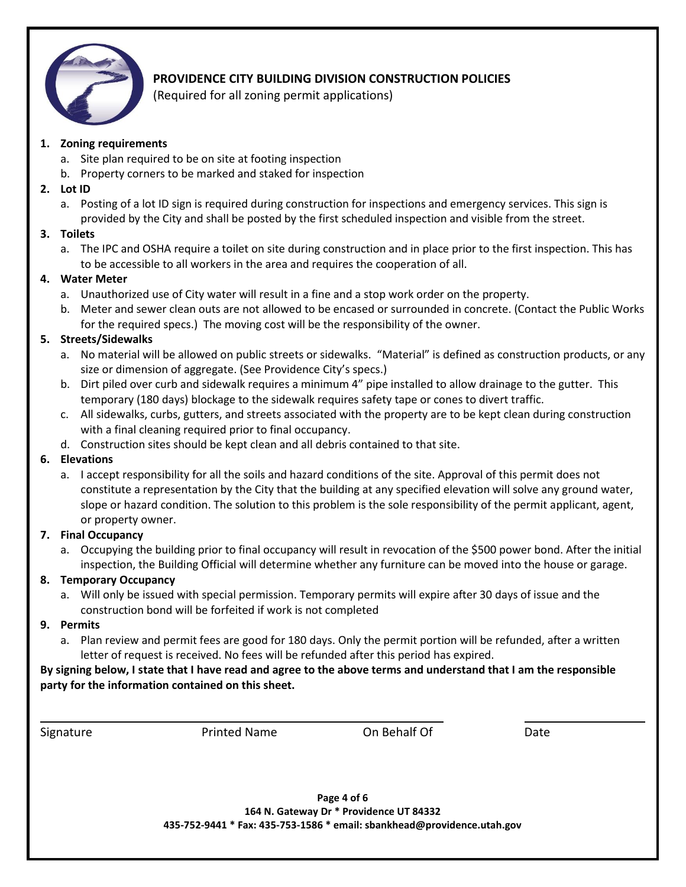# PROVIDENCE CITY BUILDING DIVISION CONSTRUCTION POLICIES

(Required for all zoning permit applications)

1. **Zoning requirements**
   a. Site plan required to be on site at footing inspection
   b. Property corners to be marked and staked for inspection
2. **Lot ID**
   a. Posting of a lot ID sign is required during construction for inspections and emergency services. This sign is provided by the City and shall be posted by the first scheduled inspection and visible from the street.
3. **Toilets**
   a. The IPC and OSHA require a toilet on site during construction and in place prior to the first inspection. This has to be accessible to all workers in the area and requires the cooperation of all.
4. **Water Meter**
   a. Unauthorized use of City water will result in a fine and a stop work order on the property.
   b. Meter and sewer clean outs are not allowed to be encased or surrounded in concrete. (Contact the Public Works for the required specs.) The moving cost will be the responsibility of the owner.
5. **Streets/Sidewalks**
   a. No material will be allowed on public streets or sidewalks. "Material" is defined as construction products, or any size or dimension of aggregate. (See Providence City's specs.)
   b. Dirt piled over curb and sidewalk requires a minimum 4" pipe installed to allow drainage to the gutter. This temporary (180 days) blockage to the sidewalk requires safety tape or cones to divert traffic.
   c. All sidewalks, curbs, gutters, and streets associated with the property are to be kept clean during construction with a final cleaning required prior to final occupancy.
   d. Construction sites should be kept clean and all debris contained to that site.
6. **Elevations**
   a. I accept responsibility for all the soils and hazard conditions of the site. Approval of this permit does not constitute a representation by the City that the building at any specified elevation will solve any ground water, slope or hazard condition. The solution to this problem is the sole responsibility of the permit applicant, agent, or property owner.
7. **Final Occupancy**
   a. Occupying the building prior to final occupancy will result in revocation of the $500 power bond. After the initial inspection, the Building Official will determine whether any furniture can be moved into the house or garage.
8. **Temporary Occupancy**
   a. Will only be issued with special permission. Temporary permits will expire after 30 days of issue and the construction bond will be forfeited if work is not completed
9. **Permits**
   a. Plan review and permit fees are good for 180 days. Only the permit portion will be refunded, after a written letter of request is received. No fees will be refunded after this period has expired.

**By signing below, I state that I have read and agree to the above terms and understand that I am the responsible party for the information contained on this sheet.**

Signature ____________ Printed Name ____________ On Behalf Of ____________ Date ____________

**164 N. Gateway Dr * Providence UT 84332**
**435-752-9441 * Fax: 435-753-1586 * email: sbankhead@providence.utah.gov**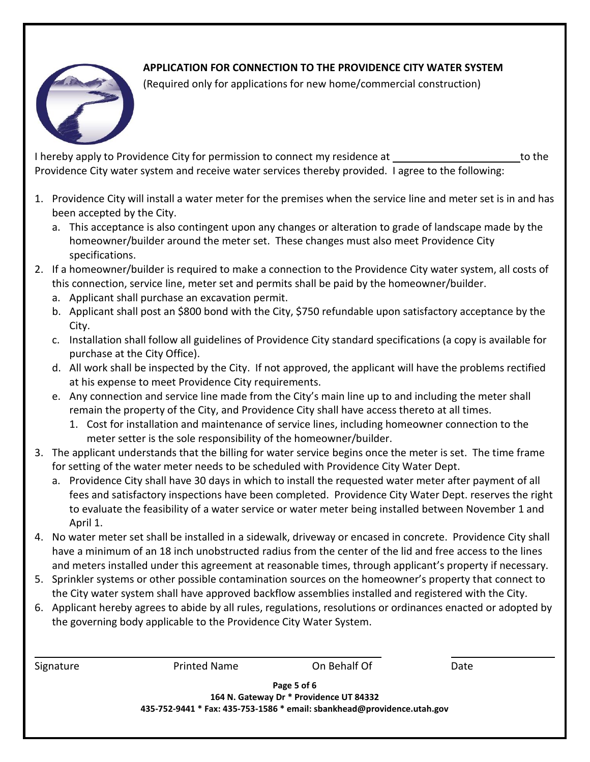## APPLICATION FOR CONNECTION TO THE PROVIDENCE CITY WATER SYSTEM

(Required only for applications for new home/commercial construction)

I hereby apply to Providence City for permission to connect my residence at ______________________ to the Providence City water system and receive water services thereby provided. I agree to the following:

1. Providence City will install a water meter for the premises when the service line and meter set is in and has been accepted by the City.
   a. This acceptance is also contingent upon any changes or alteration to grade of landscape made by the homeowner/builder around the meter set. These changes must also meet Providence City specifications.
2. If a homeowner/builder is required to make a connection to the Providence City water system, all costs of this connection, service line, meter set and permits shall be paid by the homeowner/builder.
   a. Applicant shall purchase an excavation permit.
   b. Applicant shall post an $800 bond with the City, $750 refundable upon satisfactory acceptance by the City.
   c. Installation shall follow all guidelines of Providence City standard specifications (a copy is available for purchase at the City Office).
   d. All work shall be inspected by the City. If not approved, the applicant will have the problems rectified at his expense to meet Providence City requirements.
   e. Any connection and service line made from the City's main line up to and including the meter shall remain the property of the City, and Providence City shall have access thereto at all times.
      1. Cost for installation and maintenance of service lines, including homeowner connection to the meter setter is the sole responsibility of the homeowner/builder.
3. The applicant understands that the billing for water service begins once the meter is set. The time frame for setting of the water meter needs to be scheduled with Providence City Water Dept.
   a. Providence City shall have 30 days in which to install the requested water meter after payment of all fees and satisfactory inspections have been completed. Providence City Water Dept. reserves the right to evaluate the feasibility of a water service or water meter being installed between November 1 and April 1.
4. No water meter set shall be installed in a sidewalk, driveway or encased in concrete. Providence City shall have a minimum of an 18 inch unobstructed radius from the center of the lid and free access to the lines and meters installed under this agreement at reasonable times, through applicant's property if necessary.
5. Sprinkler systems or other possible contamination sources on the homeowner's property that connect to the City water system shall have approved backflow assemblies installed and registered with the City.
6. Applicant hereby agrees to abide by all rules, regulations, resolutions or ordinances enacted or adopted by the governing body applicable to the Providence City Water System.

______________________________________________________________ ____________________

Signature Printed Name On Behalf Of Date

**164 N. Gateway Dr * Providence UT 84332**
**435-752-9441 * Fax: 435-753-1586 * email: sbankhead@providence.utah.gov**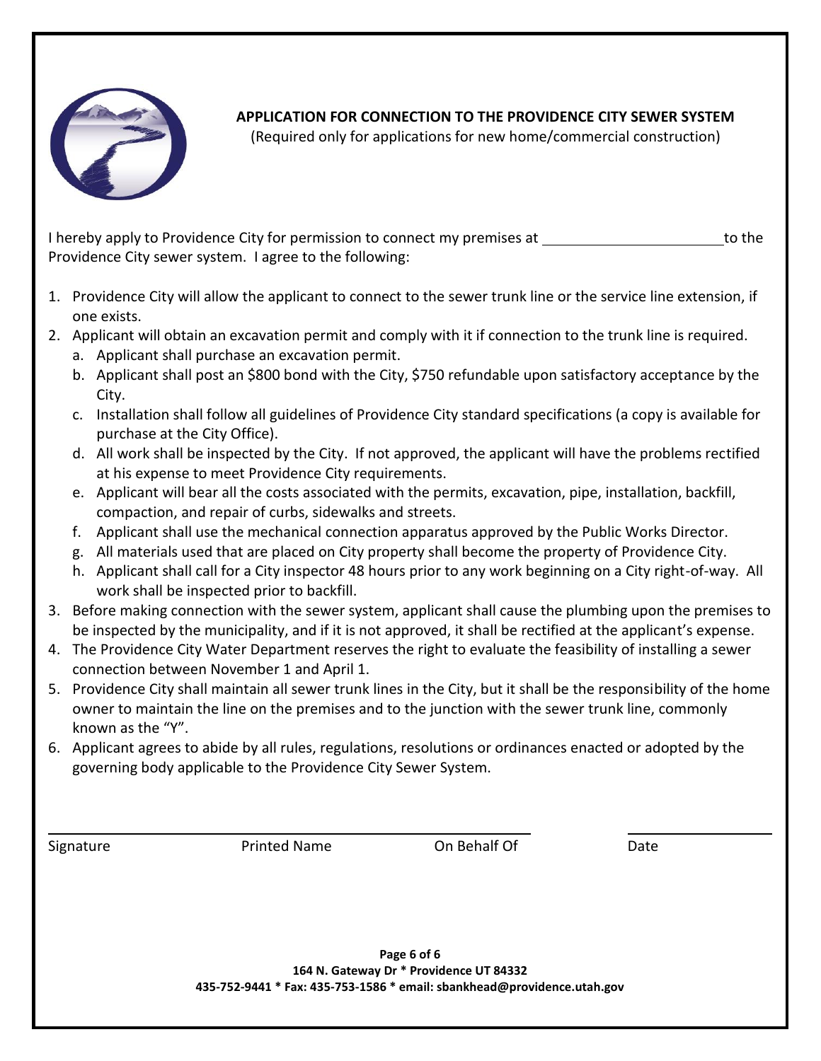# APPLICATION FOR CONNECTION TO THE PROVIDENCE CITY SEWER SYSTEM

(Required only for applications for new home/commercial construction)

I hereby apply to Providence City for permission to connect my premises at \_\_\_\_\_\_\_\_\_\_\_\_\_\_\_\_\_\_\_\_\_\_\_\_ to the Providence City sewer system. I agree to the following:

1. Providence City will allow the applicant to connect to the sewer trunk line or the service line extension, if one exists.
2. Applicant will obtain an excavation permit and comply with it if connection to the trunk line is required.
   a. Applicant shall purchase an excavation permit.
   b. Applicant shall post an $800 bond with the City, $750 refundable upon satisfactory acceptance by the City.
   c. Installation shall follow all guidelines of Providence City standard specifications (a copy is available for purchase at the City Office).
   d. All work shall be inspected by the City. If not approved, the applicant will have the problems rectified at his expense to meet Providence City requirements.
   e. Applicant will bear all the costs associated with the permits, excavation, pipe, installation, backfill, compaction, and repair of curbs, sidewalks and streets.
   f. Applicant shall use the mechanical connection apparatus approved by the Public Works Director.
   g. All materials used that are placed on City property shall become the property of Providence City.
   h. Applicant shall call for a City inspector 48 hours prior to any work beginning on a City right-of-way. All work shall be inspected prior to backfill.
3. Before making connection with the sewer system, applicant shall cause the plumbing upon the premises to be inspected by the municipality, and if it is not approved, it shall be rectified at the applicant's expense.
4. The Providence City Water Department reserves the right to evaluate the feasibility of installing a sewer connection between November 1 and April 1.
5. Providence City shall maintain all sewer trunk lines in the City, but it shall be the responsibility of the home owner to maintain the line on the premises and to the junction with the sewer trunk line, commonly known as the "Y".
6. Applicant agrees to abide by all rules, regulations, resolutions or ordinances enacted or adopted by the governing body applicable to the Providence City Sewer System.

\_\_\_\_\_\_\_\_\_\_\_\_\_\_\_\_\_\_\_\_\_\_\_\_\_\_\_\_\_\_\_\_\_\_\_\_\_\_\_\_\_\_\_\_\_\_\_\_\_\_\_\_\_\_\_\_\_\_\_\_ \_\_\_\_\_\_\_\_\_\_\_\_\_\_\_\_\_\_\_\_

Signature    Printed Name    On Behalf Of    Date

164 N. Gateway Dr * Providence UT 84332

435-752-9441 * Fax: 435-753-1586 * email: sbankhead@providence.utah.gov